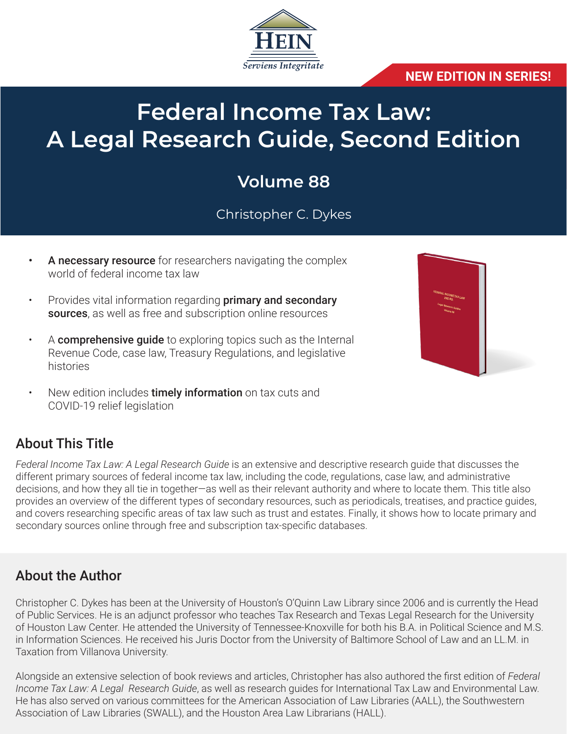HEIN

*Serviens Integritate*

**NEW EDITION IN SERIES!**

# Federal Income Tax Law: A Legal Research Guide, Second Edition

## Volume 88

Christopher C. Dykes

- **A necessary resource** for researchers navigating the complex world of federal income tax law
- Provides vital information regarding **primary and secondary sources**, as well as free and subscription online resources
- A **comprehensive guide** to exploring topics such as the Internal Revenue Code, case law, Treasury Regulations, and legislative histories
- New edition includes **timely information** on tax cuts and COVID-19 relief legislation

## About This Title

*Federal Income Tax Law: A Legal Research Guide* is an extensive and descriptive research guide that discusses the different primary sources of federal income tax law, including the code, regulations, case law, and administrative decisions, and how they all tie in together—as well as their relevant authority and where to locate them. This title also provides an overview of the different types of secondary resources, such as periodicals, treatises, and practice guides, and covers researching specific areas of tax law such as trust and estates. Finally, it shows how to locate primary and secondary sources online through free and subscription tax-specific databases.

## About the Author

Christopher C. Dykes has been at the University of Houston's O'Quinn Law Library since 2006 and is currently the Head of Public Services. He is an adjunct professor who teaches Tax Research and Texas Legal Research for the University of Houston Law Center. He attended the University of Tennessee-Knoxville for both his B.A. in Political Science and M.S. in Information Sciences. He received his Juris Doctor from the University of Baltimore School of Law and an LL.M. in Taxation from Villanova University.

Alongside an extensive selection of book reviews and articles, Christopher has also authored the first edition of *Federal Income Tax Law: A Legal Research Guide*, as well as research guides for International Tax Law and Environmental Law. He has also served on various committees for the American Association of Law Libraries (AALL), the Southwestern Association of Law Libraries (SWALL), and the Houston Area Law Librarians (HALL).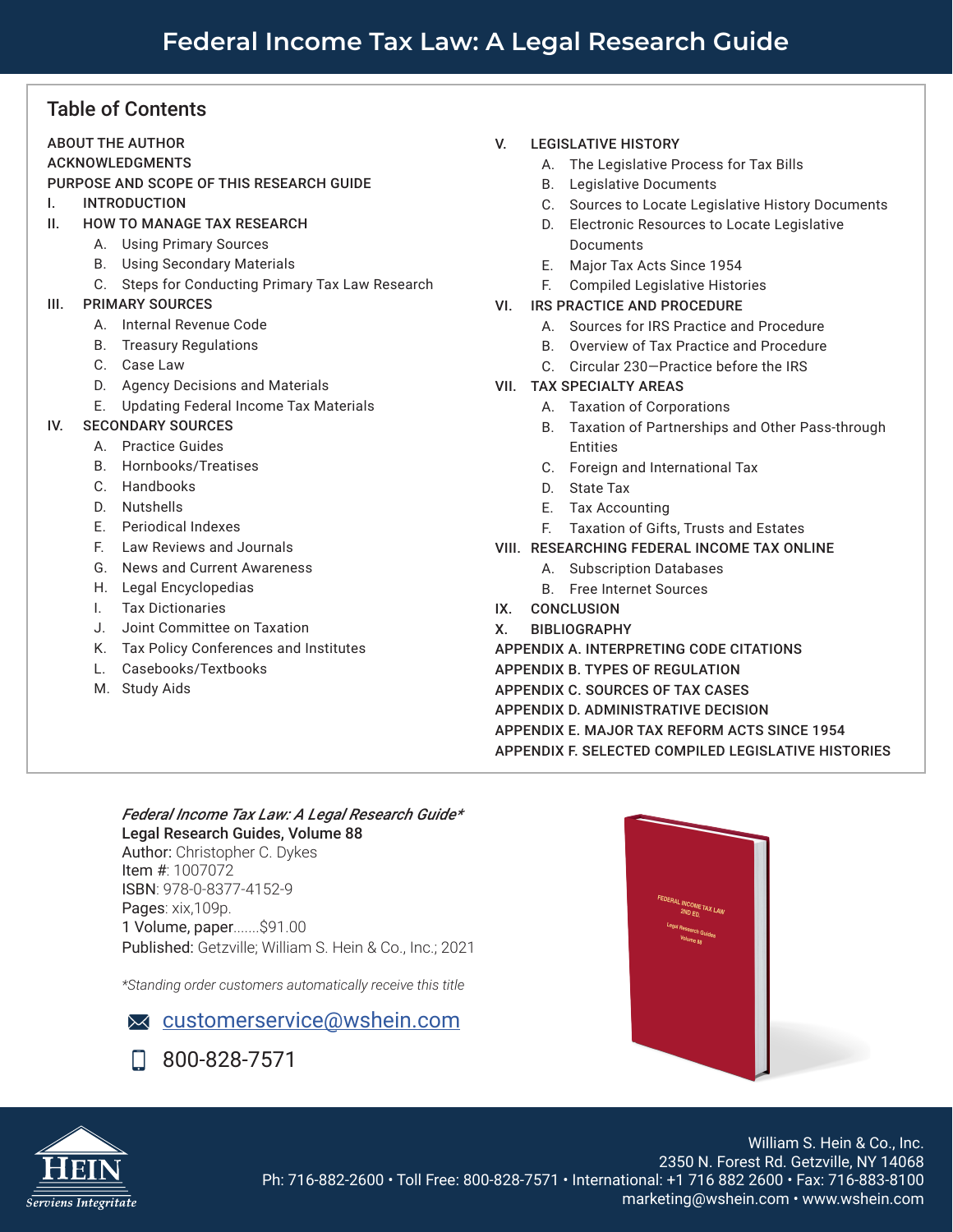# Federal Income Tax Law: A Legal Research Guide

## Table of Contents

ABOUT THE AUTHOR
ACKNOWLEDGMENTS
PURPOSE AND SCOPE OF THIS RESEARCH GUIDE

I. INTRODUCTION

II. HOW TO MANAGE TAX RESEARCH
   - A. Using Primary Sources
   - B. Using Secondary Materials
   - C. Steps for Conducting Primary Tax Law Research

III. PRIMARY SOURCES
   - A. Internal Revenue Code
   - B. Treasury Regulations
   - C. Case Law
   - D. Agency Decisions and Materials
   - E. Updating Federal Income Tax Materials

IV. SECONDARY SOURCES
   - A. Practice Guides
   - B. Hornbooks/Treatises
   - C. Handbooks
   - D. Nutshells
   - E. Periodical Indexes
   - F. Law Reviews and Journals
   - G. News and Current Awareness
   - H. Legal Encyclopedias
   - I. Tax Dictionaries
   - J. Joint Committee on Taxation
   - K. Tax Policy Conferences and Institutes
   - L. Casebooks/Textbooks
   - M. Study Aids

V. LEGISLATIVE HISTORY
   - A. The Legislative Process for Tax Bills
   - B. Legislative Documents
   - C. Sources to Locate Legislative History Documents
   - D. Electronic Resources to Locate Legislative Documents
   - E. Major Tax Acts Since 1954
   - F. Compiled Legislative Histories

VI. IRS PRACTICE AND PROCEDURE
   - A. Sources for IRS Practice and Procedure
   - B. Overview of Tax Practice and Procedure
   - C. Circular 230—Practice before the IRS

VII. TAX SPECIALTY AREAS
   - A. Taxation of Corporations
   - B. Taxation of Partnerships and Other Pass-through Entities
   - C. Foreign and International Tax
   - D. State Tax
   - E. Tax Accounting
   - F. Taxation of Gifts, Trusts and Estates

VIII. RESEARCHING FEDERAL INCOME TAX ONLINE
   - A. Subscription Databases
   - B. Free Internet Sources

IX. CONCLUSION

X. BIBLIOGRAPHY

APPENDIX A. INTERPRETING CODE CITATIONS
APPENDIX B. TYPES OF REGULATION
APPENDIX C. SOURCES OF TAX CASES
APPENDIX D. ADMINISTRATIVE DECISION
APPENDIX E. MAJOR TAX REFORM ACTS SINCE 1954
APPENDIX F. SELECTED COMPILED LEGISLATIVE HISTORIES

---

*Federal Income Tax Law: A Legal Research Guide**
**Legal Research Guides, Volume 88**
Author: Christopher C. Dykes
Item #: 1007072
ISBN: 978-0-8377-4152-9
Pages: xix,109p.
1 Volume, paper.......$91.00
Published: Getzville; William S. Hein & Co., Inc.; 2021

*Standing order customers automatically receive this title*

customerservice@wshein.com

800-828-7571

---

HEIN
Serviens Integritate

William S. Hein & Co., Inc.
2350 N. Forest Rd. Getzville, NY 14068
Ph: 716-882-2600 • Toll Free: 800-828-7571 • International: +1 716 882 2600 • Fax: 716-883-8100
marketing@wshein.com • www.wshein.com